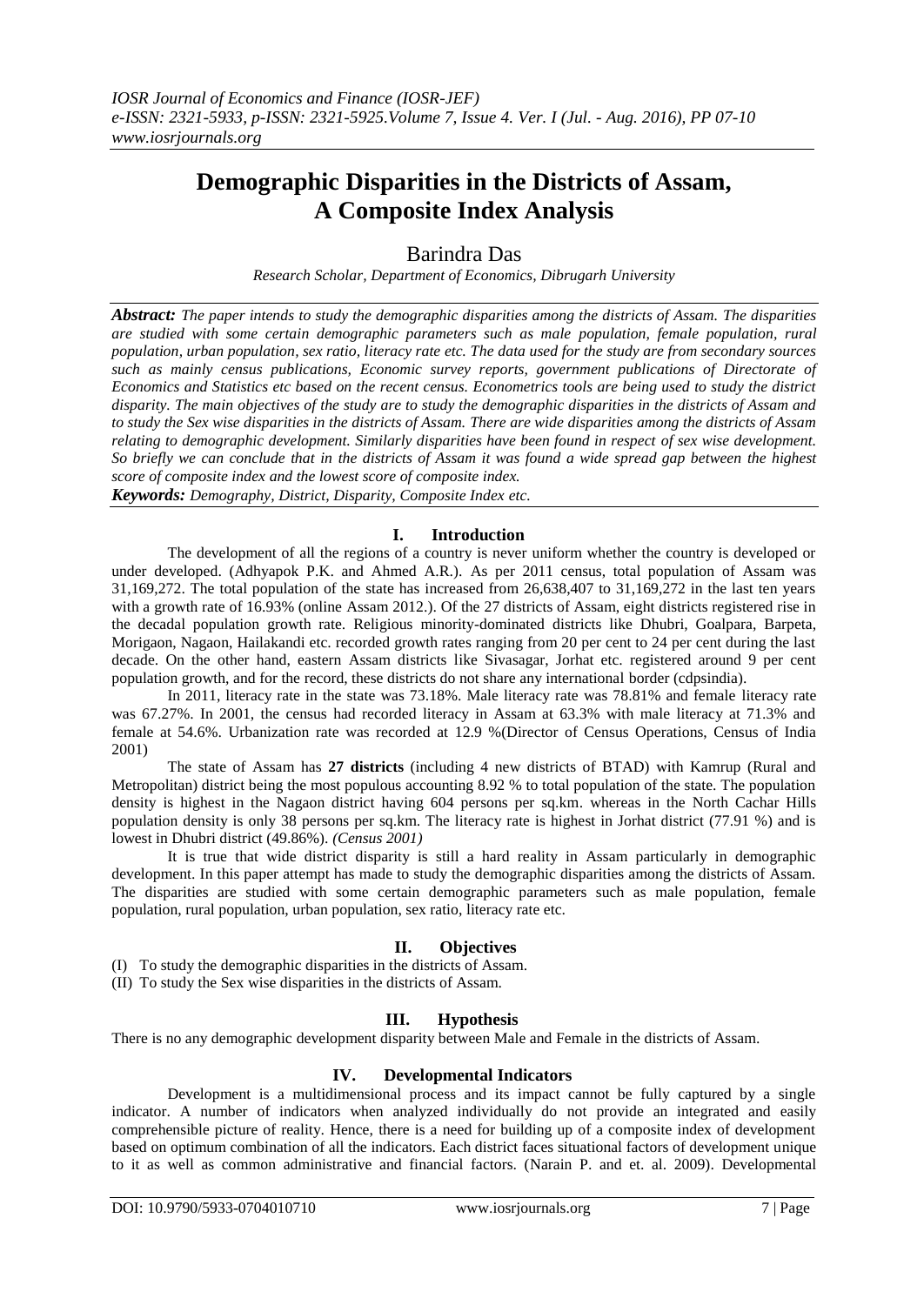# Demographic Disparities in the Districts of Assam, A Composite Index Analysis

Barindra Das

*Research Scholar, Department of Economics, Dibrugarh University*

***Abstract:*** *The paper intends to study the demographic disparities among the districts of Assam. The disparities are studied with some certain demographic parameters such as male population, female population, rural population, urban population, sex ratio, literacy rate etc. The data used for the study are from secondary sources such as mainly census publications, Economic survey reports, government publications of Directorate of Economics and Statistics etc based on the recent census. Econometrics tools are being used to study the district disparity. The main objectives of the study are to study the demographic disparities in the districts of Assam and to study the Sex wise disparities in the districts of Assam. There are wide disparities among the districts of Assam relating to demographic development. Similarly disparities have been found in respect of sex wise development. So briefly we can conclude that in the districts of Assam it was found a wide spread gap between the highest score of composite index and the lowest score of composite index.*

***Keywords:*** *Demography, District, Disparity, Composite Index etc.*

## I. Introduction

The development of all the regions of a country is never uniform whether the country is developed or under developed. (Adhyapok P.K. and Ahmed A.R.). As per 2011 census, total population of Assam was 31,169,272. The total population of the state has increased from 26,638,407 to 31,169,272 in the last ten years with a growth rate of 16.93% (online Assam 2012.). Of the 27 districts of Assam, eight districts registered rise in the decadal population growth rate. Religious minority-dominated districts like Dhubri, Goalpara, Barpeta, Morigaon, Nagaon, Hailakandi etc. recorded growth rates ranging from 20 per cent to 24 per cent during the last decade. On the other hand, eastern Assam districts like Sivasagar, Jorhat etc. registered around 9 per cent population growth, and for the record, these districts do not share any international border (cdpsindia).

In 2011, literacy rate in the state was 73.18%. Male literacy rate was 78.81% and female literacy rate was 67.27%. In 2001, the census had recorded literacy in Assam at 63.3% with male literacy at 71.3% and female at 54.6%. Urbanization rate was recorded at 12.9 %(Director of Census Operations, Census of India 2001)

The state of Assam has **27 districts** (including 4 new districts of BTAD) with Kamrup (Rural and Metropolitan) district being the most populous accounting 8.92 % to total population of the state. The population density is highest in the Nagaon district having 604 persons per sq.km. whereas in the North Cachar Hills population density is only 38 persons per sq.km. The literacy rate is highest in Jorhat district (77.91 %) and is lowest in Dhubri district (49.86%). *(Census 2001)*

It is true that wide district disparity is still a hard reality in Assam particularly in demographic development. In this paper attempt has made to study the demographic disparities among the districts of Assam. The disparities are studied with some certain demographic parameters such as male population, female population, rural population, urban population, sex ratio, literacy rate etc.

## II. Objectives

(I) To study the demographic disparities in the districts of Assam.

(II) To study the Sex wise disparities in the districts of Assam.

## III. Hypothesis

There is no any demographic development disparity between Male and Female in the districts of Assam.

## IV. Developmental Indicators

Development is a multidimensional process and its impact cannot be fully captured by a single indicator. A number of indicators when analyzed individually do not provide an integrated and easily comprehensible picture of reality. Hence, there is a need for building up of a composite index of development based on optimum combination of all the indicators. Each district faces situational factors of development unique to it as well as common administrative and financial factors. (Narain P. and et. al. 2009). Developmental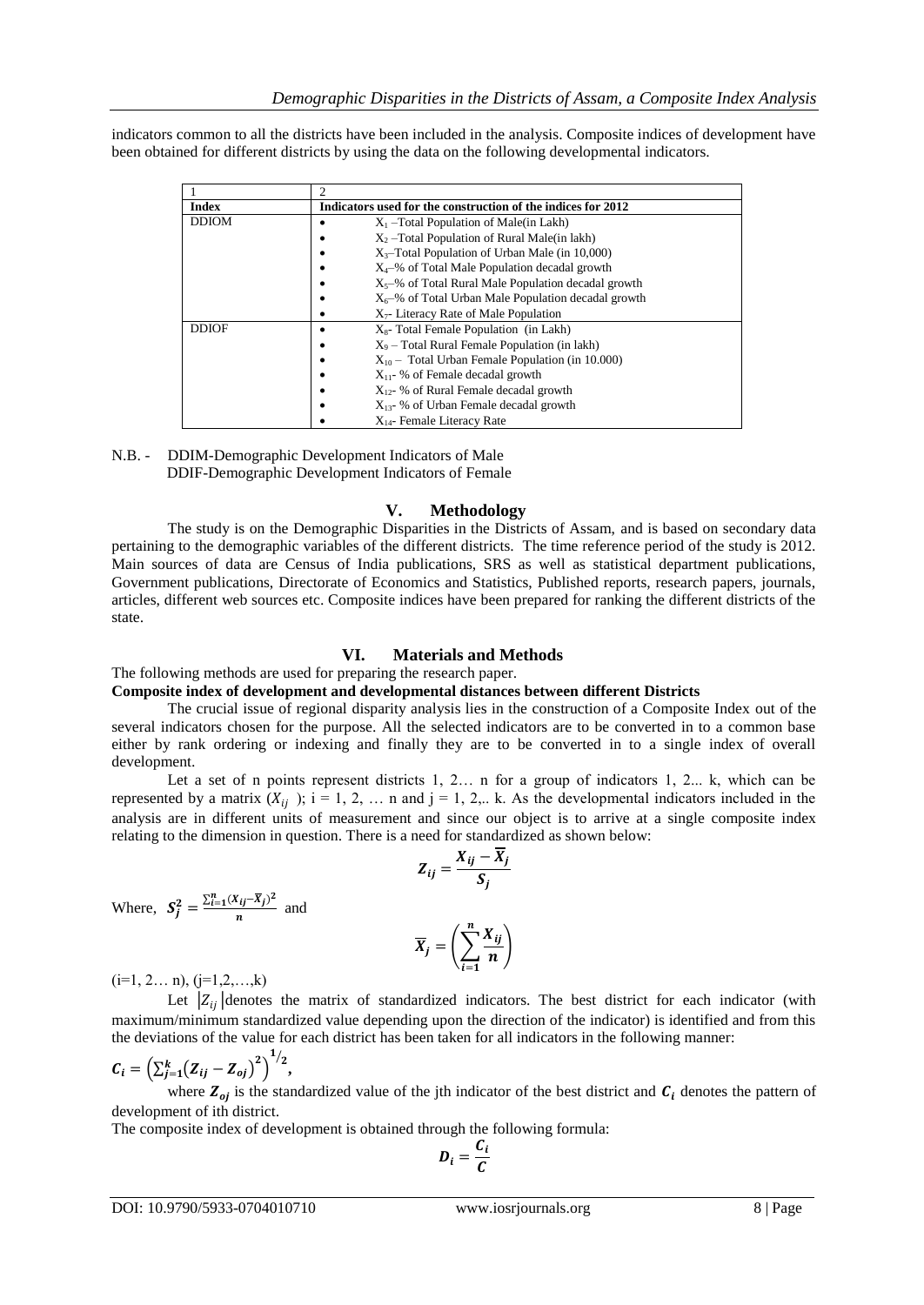indicators common to all the districts have been included in the analysis. Composite indices of development have been obtained for different districts by using the data on the following developmental indicators.

| 1 | 2 |
|---|---|
| **Index** | **Indicators used for the construction of the indices for 2012** |
| DDIOM | • $X_1$ –Total Population of Male(in Lakh)<br>• $X_2$ –Total Population of Rural Male(in lakh)<br>• $X_3$–Total Population of Urban Male (in 10,000)<br>• $X_4$–% of Total Male Population decadal growth<br>• $X_5$–% of Total Rural Male Population decadal growth<br>• $X_6$–% of Total Urban Male Population decadal growth<br>• $X_7$– Literacy Rate of Male Population |
| DDIOF | • $X_8$- Total Female Population (in Lakh)<br>• $X_9$ – Total Rural Female Population (in lakh)<br>• $X_{10}$ – Total Urban Female Population (in 10.000)<br>• $X_{11}$- % of Female decadal growth<br>• $X_{12}$- % of Rural Female decadal growth<br>• $X_{13}$- % of Urban Female decadal growth<br>• $X_{14}$- Female Literacy Rate |

N.B. - DDIM-Demographic Development Indicators of Male
DDIF-Demographic Development Indicators of Female

## V. Methodology

The study is on the Demographic Disparities in the Districts of Assam, and is based on secondary data pertaining to the demographic variables of the different districts. The time reference period of the study is 2012. Main sources of data are Census of India publications, SRS as well as statistical department publications, Government publications, Directorate of Economics and Statistics, Published reports, research papers, journals, articles, different web sources etc. Composite indices have been prepared for ranking the different districts of the state.

## VI. Materials and Methods

The following methods are used for preparing the research paper.

**Composite index of development and developmental distances between different Districts**

The crucial issue of regional disparity analysis lies in the construction of a Composite Index out of the several indicators chosen for the purpose. All the selected indicators are to be converted in to a common base either by rank ordering or indexing and finally they are to be converted in to a single index of overall development.

Let a set of n points represent districts 1, 2… n for a group of indicators 1, 2... k, which can be represented by a matrix $(X_{ij})$; i = 1, 2, … n and j = 1, 2,.. k. As the developmental indicators included in the analysis are in different units of measurement and since our object is to arrive at a single composite index relating to the dimension in question. There is a need for standardized as shown below:

$$Z_{ij} = \frac{X_{ij} - \overline{X}_j}{S_j}$$

Where, $S_j^2 = \frac{\sum_{i=1}^{n}(X_{ij} - \overline{X}_j)^2}{n}$ and

$$\overline{X}_j = \left(\sum_{i=1}^{n} \frac{X_{ij}}{n}\right)$$

(i=1, 2… n), (j=1,2,…,k)

Let $|Z_{ij}|$ denotes the matrix of standardized indicators. The best district for each indicator (with maximum/minimum standardized value depending upon the direction of the indicator) is identified and from this the deviations of the value for each district has been taken for all indicators in the following manner:

$$C_i = \left(\sum_{j=1}^{k} \left(Z_{ij} - Z_{oj}\right)^2\right)^{1/2},$$

where $Z_{oj}$ is the standardized value of the jth indicator of the best district and $C_i$ denotes the pattern of development of ith district.

The composite index of development is obtained through the following formula:

$$D_i = \frac{C_i}{C}$$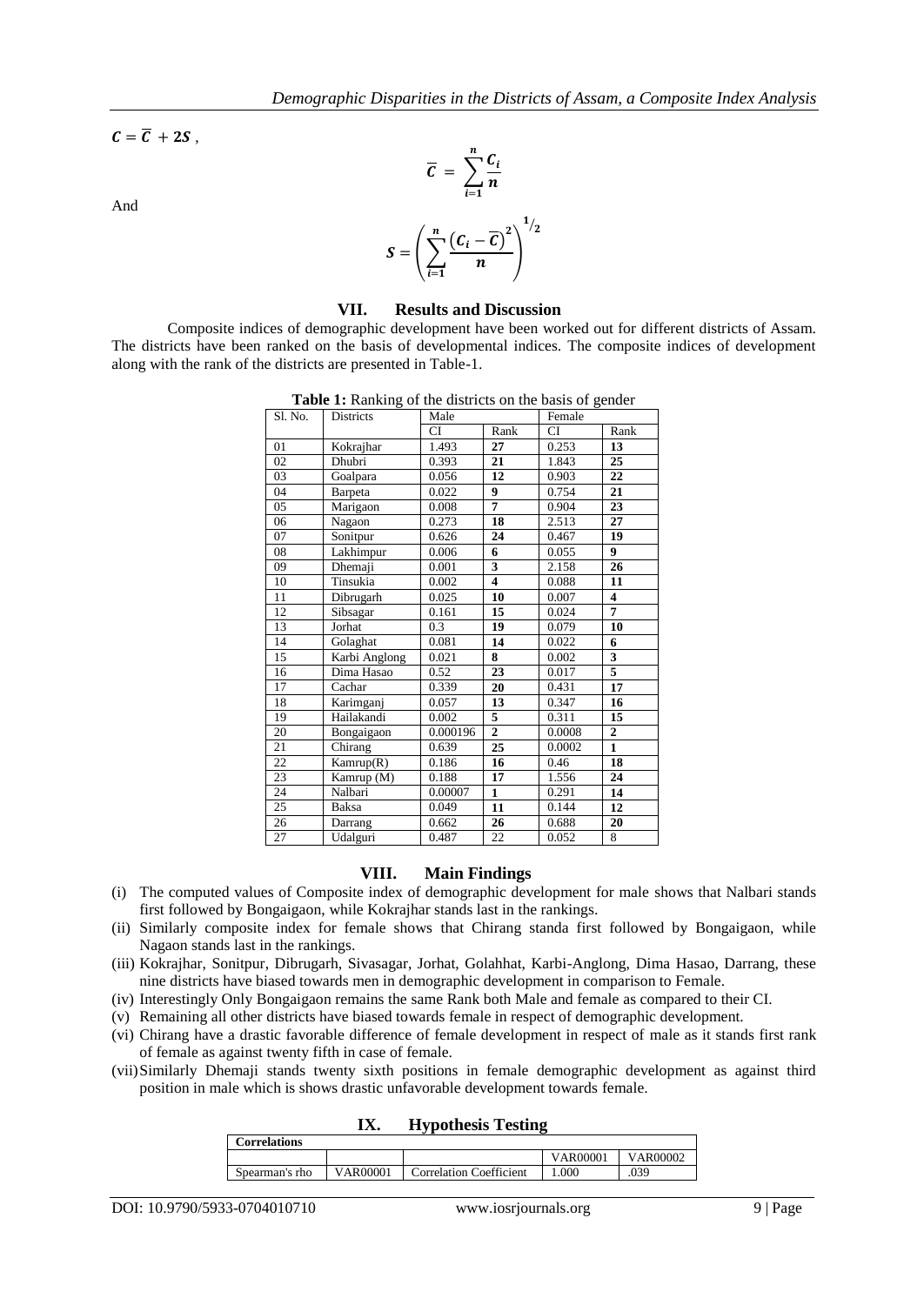$C = \overline{C} + 2S$ ,

$$\overline{C} = \sum_{i=1}^{n} \frac{C_i}{n}$$

And

$$S = \left( \sum_{i=1}^{n} \frac{\left(C_i - \overline{C}\right)^2}{n} \right)^{1/2}$$

## VII. Results and Discussion

Composite indices of demographic development have been worked out for different districts of Assam. The districts have been ranked on the basis of developmental indices. The composite indices of development along with the rank of the districts are presented in Table-1.

**Table 1:** Ranking of the districts on the basis of gender

| Sl. No. | Districts | Male | | Female | |
|---|---|---|---|---|---|
| | | CI | Rank | CI | Rank |
| 01 | Kokrajhar | 1.493 | **27** | 0.253 | **13** |
| 02 | Dhubri | 0.393 | **21** | 1.843 | **25** |
| 03 | Goalpara | 0.056 | **12** | 0.903 | **22** |
| 04 | Barpeta | 0.022 | **9** | 0.754 | **21** |
| 05 | Marigaon | 0.008 | **7** | 0.904 | **23** |
| 06 | Nagaon | 0.273 | **18** | 2.513 | **27** |
| 07 | Sonitpur | 0.626 | **24** | 0.467 | **19** |
| 08 | Lakhimpur | 0.006 | **6** | 0.055 | **9** |
| 09 | Dhemaji | 0.001 | **3** | 2.158 | **26** |
| 10 | Tinsukia | 0.002 | **4** | 0.088 | **11** |
| 11 | Dibrugarh | 0.025 | **10** | 0.007 | **4** |
| 12 | Sibsagar | 0.161 | **15** | 0.024 | **7** |
| 13 | Jorhat | 0.3 | **19** | 0.079 | **10** |
| 14 | Golaghat | 0.081 | **14** | 0.022 | **6** |
| 15 | Karbi Anglong | 0.021 | **8** | 0.002 | **3** |
| 16 | Dima Hasao | 0.52 | **23** | 0.017 | **5** |
| 17 | Cachar | 0.339 | **20** | 0.431 | **17** |
| 18 | Karimganj | 0.057 | **13** | 0.347 | **16** |
| 19 | Hailakandi | 0.002 | **5** | 0.311 | **15** |
| 20 | Bongaigaon | 0.000196 | **2** | 0.0008 | **2** |
| 21 | Chirang | 0.639 | **25** | 0.0002 | **1** |
| 22 | Kamrup(R) | 0.186 | **16** | 0.46 | **18** |
| 23 | Kamrup (M) | 0.188 | **17** | 1.556 | **24** |
| 24 | Nalbari | 0.00007 | **1** | 0.291 | **14** |
| 25 | Baksa | 0.049 | **11** | 0.144 | **12** |
| 26 | Darrang | 0.662 | **26** | 0.688 | **20** |
| 27 | Udalguri | 0.487 | 22 | 0.052 | 8 |

## VIII. Main Findings

(i) The computed values of Composite index of demographic development for male shows that Nalbari stands first followed by Bongaigaon, while Kokrajhar stands last in the rankings.

(ii) Similarly composite index for female shows that Chirang standa first followed by Bongaigaon, while Nagaon stands last in the rankings.

(iii) Kokrajhar, Sonitpur, Dibrugarh, Sivasagar, Jorhat, Golahhat, Karbi-Anglong, Dima Hasao, Darrang, these nine districts have biased towards men in demographic development in comparison to Female.

(iv) Interestingly Only Bongaigaon remains the same Rank both Male and female as compared to their CI.

(v) Remaining all other districts have biased towards female in respect of demographic development.

(vi) Chirang have a drastic favorable difference of female development in respect of male as it stands first rank of female as against twenty fifth in case of female.

(vii) Similarly Dhemaji stands twenty sixth positions in female demographic development as against third position in male which is shows drastic unfavorable development towards female.

## IX. Hypothesis Testing

| Correlations | | | | |
|---|---|---|---|---|
| | | | VAR00001 | VAR00002 |
| Spearman's rho | VAR00001 | Correlation Coefficient | 1.000 | .039 |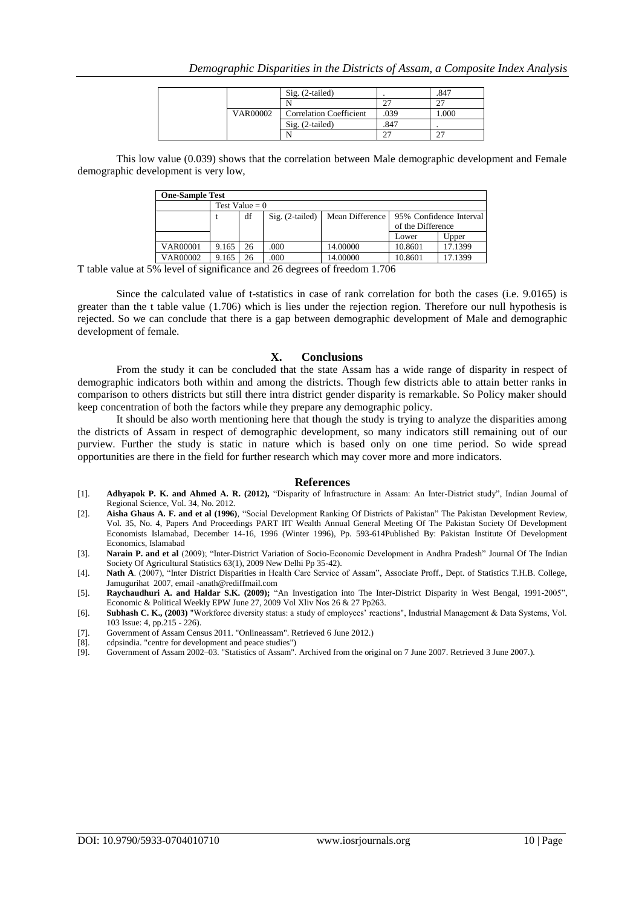| | | | | |
|---|---|---|---|---|
| | | Sig. (2-tailed) | . | .847 |
| | | N | 27 | 27 |
| | VAR00002 | Correlation Coefficient | .039 | 1.000 |
| | | Sig. (2-tailed) | .847 | . |
| | | N | 27 | 27 |

This low value (0.039) shows that the correlation between Male demographic development and Female demographic development is very low,

| One-Sample Test | | | | | | |
|---|---|---|---|---|---|---|
| | Test Value = 0 | | | | | |
| | t | df | Sig. (2-tailed) | Mean Difference | 95% Confidence Interval of the Difference | |
| | | | | | Lower | Upper |
| VAR00001 | 9.165 | 26 | .000 | 14.00000 | 10.8601 | 17.1399 |
| VAR00002 | 9.165 | 26 | .000 | 14.00000 | 10.8601 | 17.1399 |

T table value at 5% level of significance and 26 degrees of freedom 1.706

Since the calculated value of t-statistics in case of rank correlation for both the cases (i.e. 9.0165) is greater than the t table value (1.706) which is lies under the rejection region. Therefore our null hypothesis is rejected. So we can conclude that there is a gap between demographic development of Male and demographic development of female.

## X. Conclusions

From the study it can be concluded that the state Assam has a wide range of disparity in respect of demographic indicators both within and among the districts. Though few districts able to attain better ranks in comparison to others districts but still there intra district gender disparity is remarkable. So Policy maker should keep concentration of both the factors while they prepare any demographic policy.

It should be also worth mentioning here that though the study is trying to analyze the disparities among the districts of Assam in respect of demographic development, so many indicators still remaining out of our purview. Further the study is static in nature which is based only on one time period. So wide spread opportunities are there in the field for further research which may cover more and more indicators.

## References

[1]. **Adhyapok P. K. and Ahmed A. R. (2012),** "Disparity of Infrastructure in Assam: An Inter-District study", Indian Journal of Regional Science, Vol. 34, No. 2012.

[2]. **Aisha Ghaus A. F. and et al (1996)**, "Social Development Ranking Of Districts of Pakistan" The Pakistan Development Review, Vol. 35, No. 4, Papers And Proceedings PART IIT Wealth Annual General Meeting Of The Pakistan Society Of Development Economists Islamabad, December 14-16, 1996 (Winter 1996), Pp. 593-614Published By: Pakistan Institute Of Development Economics, Islamabad

[3]. **Narain P. and et al** (2009); "Inter-District Variation of Socio-Economic Development in Andhra Pradesh" Journal Of The Indian Society Of Agricultural Statistics 63(1), 2009 New Delhi Pp 35-42).

[4]. **Nath A**. (2007), "Inter District Disparities in Health Care Service of Assam", Associate Proff., Dept. of Statistics T.H.B. College, Jamugurihat 2007, email -anath@rediffmail.com

[5]. **Raychaudhuri A. and Haldar S.K. (2009);** "An Investigation into The Inter-District Disparity in West Bengal, 1991-2005", Economic & Political Weekly EPW June 27, 2009 Vol Xliv Nos 26 & 27 Pp263.

[6]. **Subhash C. K., (2003)** "Workforce diversity status: a study of employees' reactions", Industrial Management & Data Systems, Vol. 103 Issue: 4, pp.215 - 226).

[7]. Government of Assam Census 2011. "Onlineassam". Retrieved 6 June 2012.)

[8]. cdpsindia. "centre for development and peace studies")

[9]. Government of Assam 2002–03. "Statistics of Assam". Archived from the original on 7 June 2007. Retrieved 3 June 2007.).